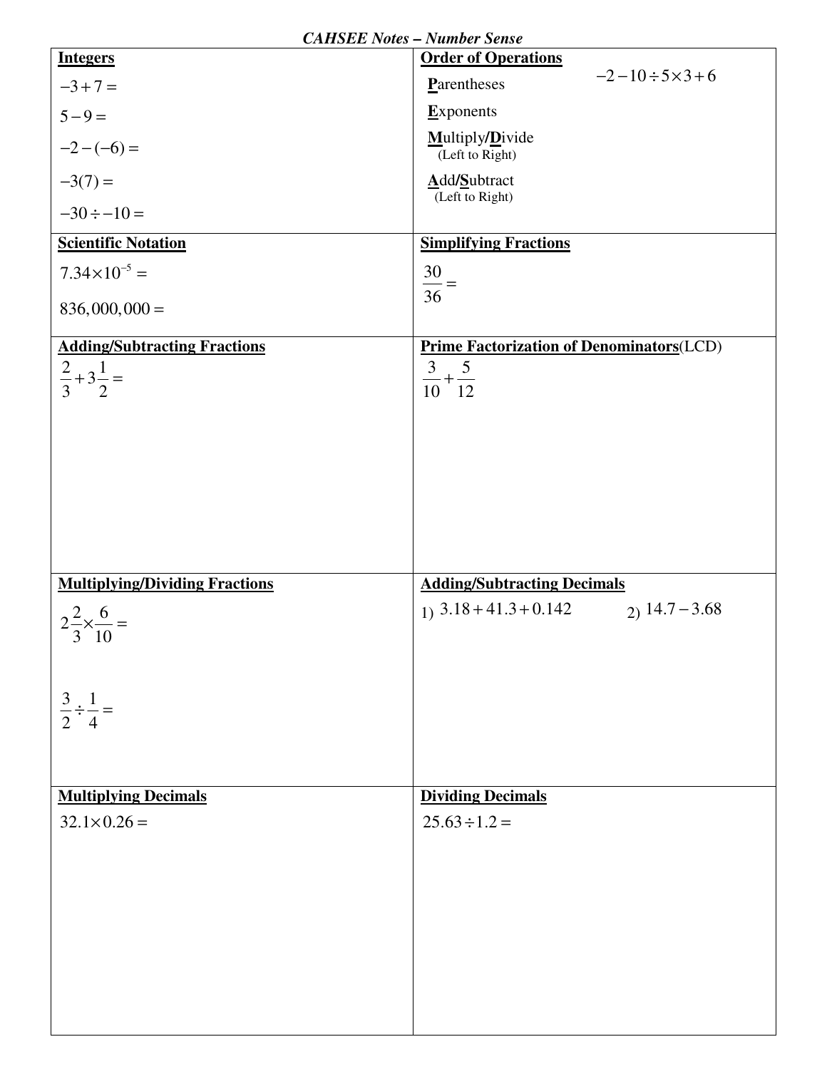*CAHSEE Notes – Number Sense*

## Integers

$-3+7=$

$5-9=$

$-2-(-6)=$

$-3(7)=$

$-30\div -10=$

## Order of Operations

**P**arentheses

**E**xponents

**M**ultiply/**D**ivide
(Left to Right)

**A**dd/**S**ubtract
(Left to Right)

$-2-10\div 5\times 3+6$

## Scientific Notation

$7.34\times 10^{-5}=$

$836{,}000{,}000=$

## Simplifying Fractions

$\frac{30}{36}=$

## Adding/Subtracting Fractions

$\frac{2}{3}+3\frac{1}{2}=$

## Prime Factorization of Denominators (LCD)

$\frac{3}{10}+\frac{5}{12}$

## Multiplying/Dividing Fractions

$2\frac{2}{3}\times\frac{6}{10}=$

$\frac{3}{2}\div\frac{1}{4}=$

## Adding/Subtracting Decimals

1) $3.18+41.3+0.142$

2) $14.7-3.68$

## Multiplying Decimals

$32.1\times 0.26=$

## Dividing Decimals

$25.63\div 1.2=$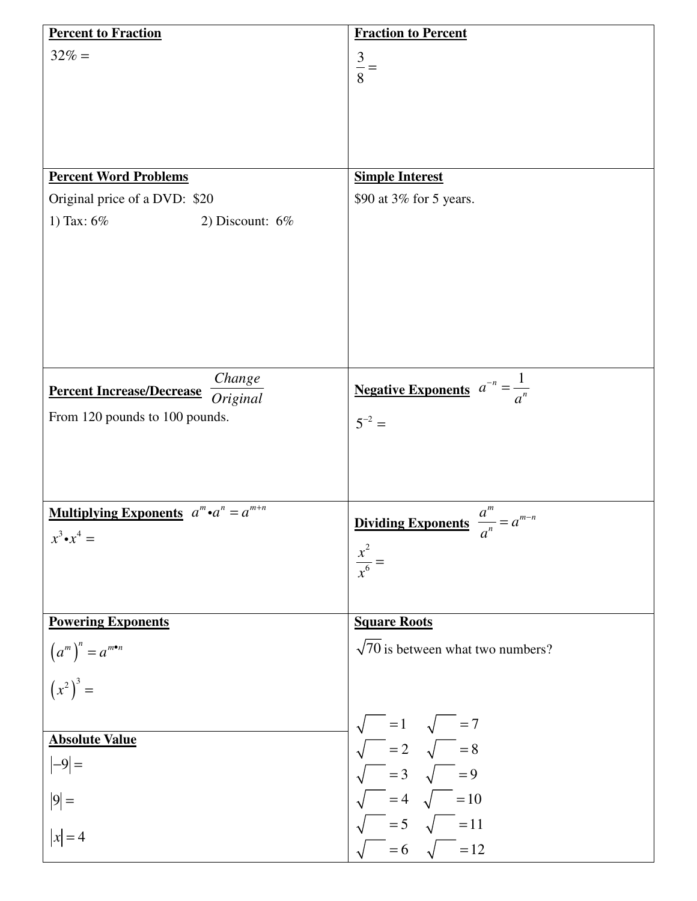**Percent to Fraction**

$32\% =$

**Fraction to Percent**

$\frac{3}{8} =$

**Percent Word Problems**

Original price of a DVD: $20

1) Tax: 6%

2) Discount: 6%

**Simple Interest**

$90 at 3% for 5 years.

**Percent Increase/Decrease** $\frac{Change}{Original}$

From 120 pounds to 100 pounds.

**Negative Exponents** $a^{-n} = \frac{1}{a^n}$

$5^{-2} =$

**Multiplying Exponents** $a^m \bullet a^n = a^{m+n}$

$x^3 \bullet x^4 =$

**Dividing Exponents** $\frac{a^m}{a^n} = a^{m-n}$

$\frac{x^2}{x^6} =$

**Powering Exponents**

$\left(a^m\right)^n = a^{m \bullet n}$

$\left(x^2\right)^3 =$

**Absolute Value**

$|-9| =$

$|9| =$

$|x| = 4$

**Square Roots**

$\sqrt{70}$ is between what two numbers?

$\sqrt{\phantom{00}} = 1$ $\quad$ $\sqrt{\phantom{00}} = 7$

$\sqrt{\phantom{00}} = 2$ $\quad$ $\sqrt{\phantom{00}} = 8$

$\sqrt{\phantom{00}} = 3$ $\quad$ $\sqrt{\phantom{00}} = 9$

$\sqrt{\phantom{00}} = 4$ $\quad$ $\sqrt{\phantom{00}} = 10$

$\sqrt{\phantom{00}} = 5$ $\quad$ $\sqrt{\phantom{00}} = 11$

$\sqrt{\phantom{00}} = 6$ $\quad$ $\sqrt{\phantom{00}} = 12$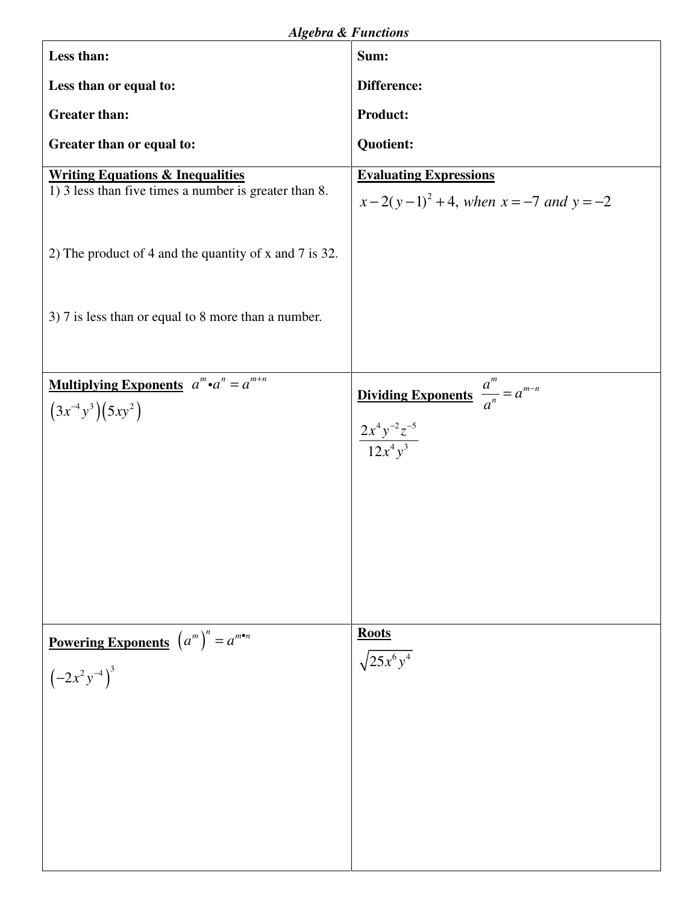# *Algebra & Functions*

**Less than:**

**Less than or equal to:**

**Greater than:**

**Greater than or equal to:**

**Sum:**

**Difference:**

**Product:**

**Quotient:**

**Writing Equations & Inequalities**

1) 3 less than five times a number is greater than 8.

2) The product of 4 and the quantity of x and 7 is 32.

3) 7 is less than or equal to 8 more than a number.

**Evaluating Expressions**

$x - 2(y-1)^2 + 4, \text{ when } x = -7 \text{ and } y = -2$

**Multiplying Exponents** $a^m \bullet a^n = a^{m+n}$

$\left(3x^{-4}y^3\right)\left(5xy^2\right)$

**Dividing Exponents** $\dfrac{a^m}{a^n} = a^{m-n}$

$\dfrac{2x^4y^{-2}z^{-5}}{12x^4y^3}$

**Powering Exponents** $\left(a^m\right)^n = a^{m \bullet n}$

$\left(-2x^2y^{-4}\right)^3$

**Roots**

$\sqrt{25x^6y^4}$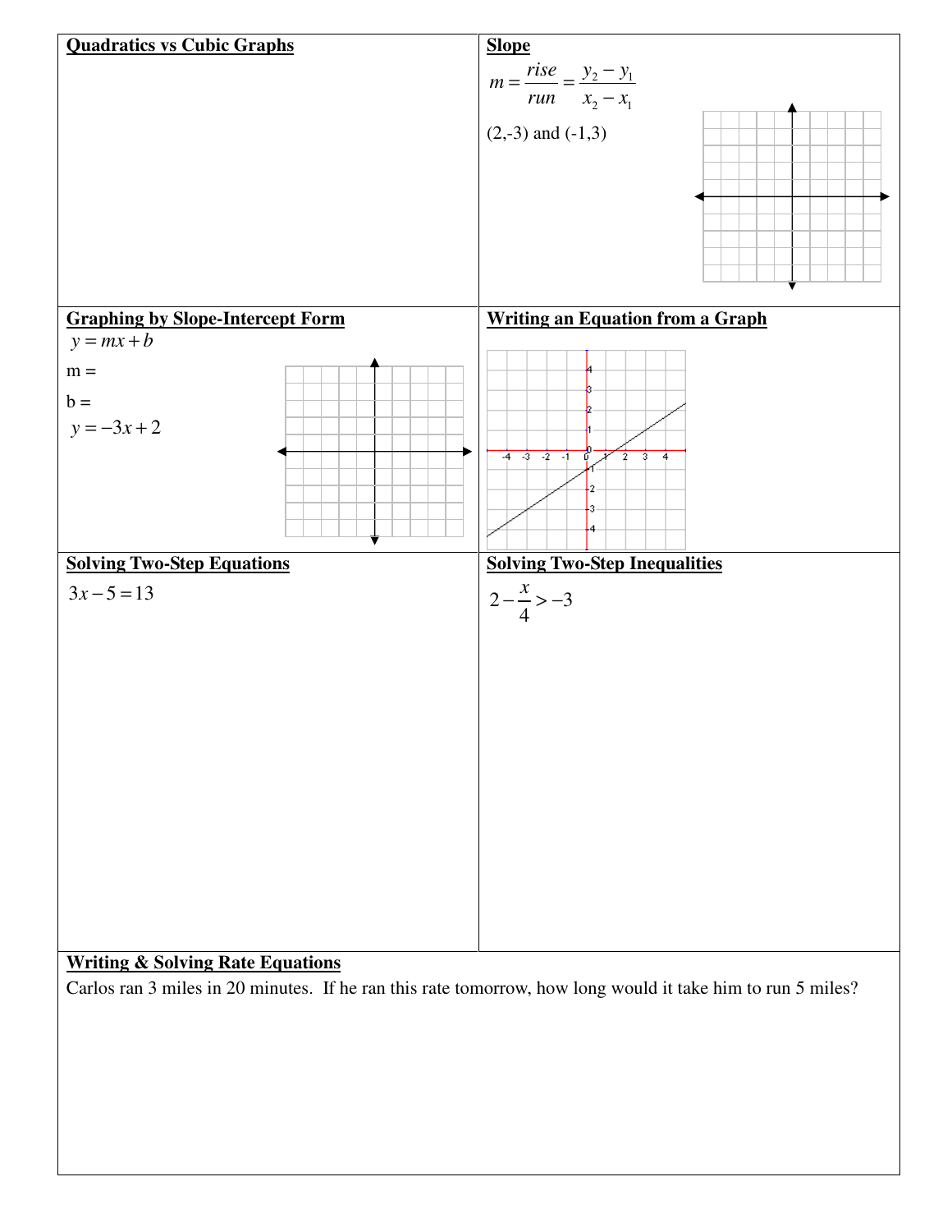**Quadratics vs Cubic Graphs**

**Slope**

$$m = \frac{rise}{run} = \frac{y_2 - y_1}{x_2 - x_1}$$

(2,-3) and (-1,3)

**Graphing by Slope-Intercept Form**

$y = mx + b$

m =

b =

$y = -3x + 2$

**Writing an Equation from a Graph**

**Solving Two-Step Equations**

$3x - 5 = 13$

**Solving Two-Step Inequalities**

$2 - \frac{x}{4} > -3$

**Writing & Solving Rate Equations**

Carlos ran 3 miles in 20 minutes. If he ran this rate tomorrow, how long would it take him to run 5 miles?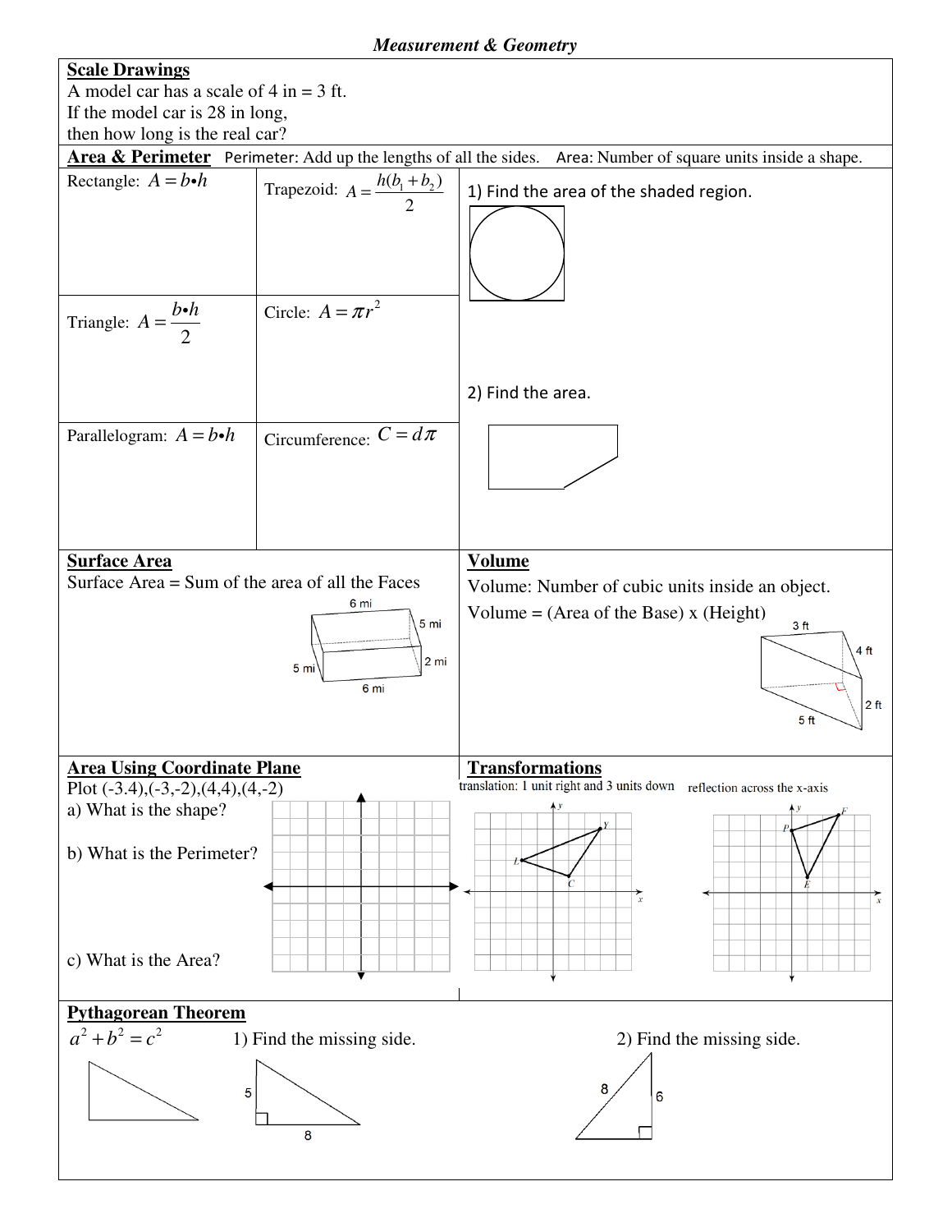# *Measurement & Geometry*

## Scale Drawings

A model car has a scale of 4 in = 3 ft.
If the model car is 28 in long,
then how long is the real car?

## Area & Perimeter

Perimeter: Add up the lengths of all the sides. Area: Number of square units inside a shape.

Rectangle: $A = b \bullet h$

Trapezoid: $A = \frac{h(b_1 + b_2)}{2}$

Triangle: $A = \frac{b \bullet h}{2}$

Circle: $A = \pi r^2$

Parallelogram: $A = b \bullet h$

Circumference: $C = d\pi$

1) Find the area of the shaded region.

2) Find the area.

## Surface Area

Surface Area = Sum of the area of all the Faces

6 mi, 5 mi, 2 mi, 5 mi, 6 mi

## Volume

Volume: Number of cubic units inside an object.

Volume = (Area of the Base) x (Height)

3 ft, 4 ft, 2 ft, 5 ft

## Area Using Coordinate Plane

Plot (-3.4),(-3,-2),(4,4),(4,-2)

a) What is the shape?

b) What is the Perimeter?

c) What is the Area?

## Transformations

translation: 1 unit right and 3 units down

reflection across the x-axis

## Pythagorean Theorem

$a^2 + b^2 = c^2$

1) Find the missing side.

5, 8

2) Find the missing side.

8, 6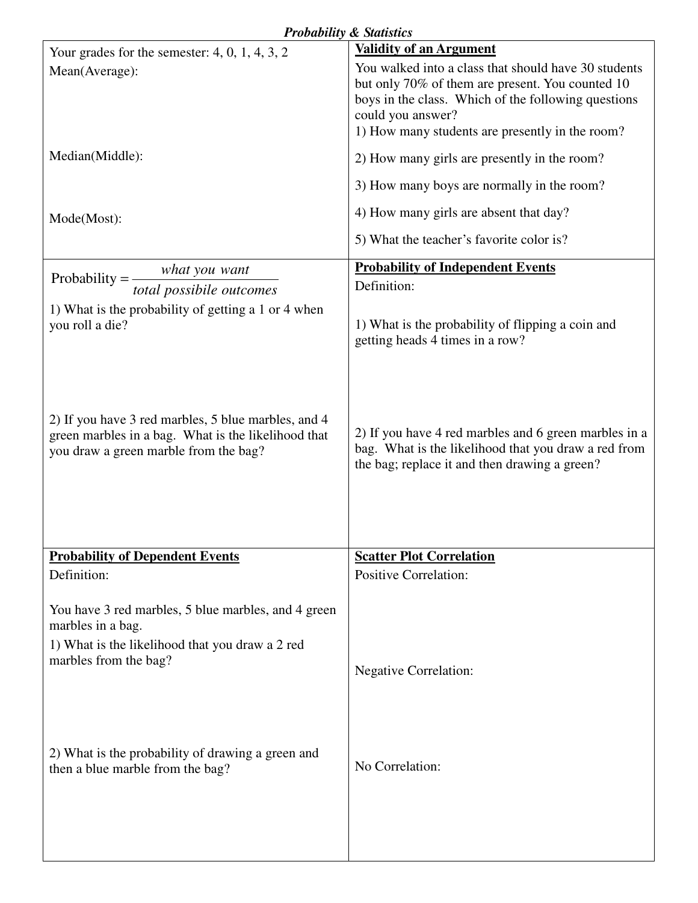***Probability & Statistics***

Your grades for the semester: 4, 0, 1, 4, 3, 2

Mean(Average):

Median(Middle):

Mode(Most):

**Validity of an Argument**

You walked into a class that should have 30 students but only 70% of them are present. You counted 10 boys in the class. Which of the following questions could you answer?

1) How many students are presently in the room?

2) How many girls are presently in the room?

3) How many boys are normally in the room?

4) How many girls are absent that day?

5) What the teacher's favorite color is?

$$\text{Probability} = \frac{\textit{what you want}}{\textit{total possibile outcomes}}$$

1) What is the probability of getting a 1 or 4 when you roll a die?

2) If you have 3 red marbles, 5 blue marbles, and 4 green marbles in a bag. What is the likelihood that you draw a green marble from the bag?

**Probability of Independent Events**

Definition:

1) What is the probability of flipping a coin and getting heads 4 times in a row?

2) If you have 4 red marbles and 6 green marbles in a bag. What is the likelihood that you draw a red from the bag; replace it and then drawing a green?

**Probability of Dependent Events**

Definition:

You have 3 red marbles, 5 blue marbles, and 4 green marbles in a bag.

1) What is the likelihood that you draw a 2 red marbles from the bag?

2) What is the probability of drawing a green and then a blue marble from the bag?

**Scatter Plot Correlation**

Positive Correlation:

Negative Correlation:

No Correlation: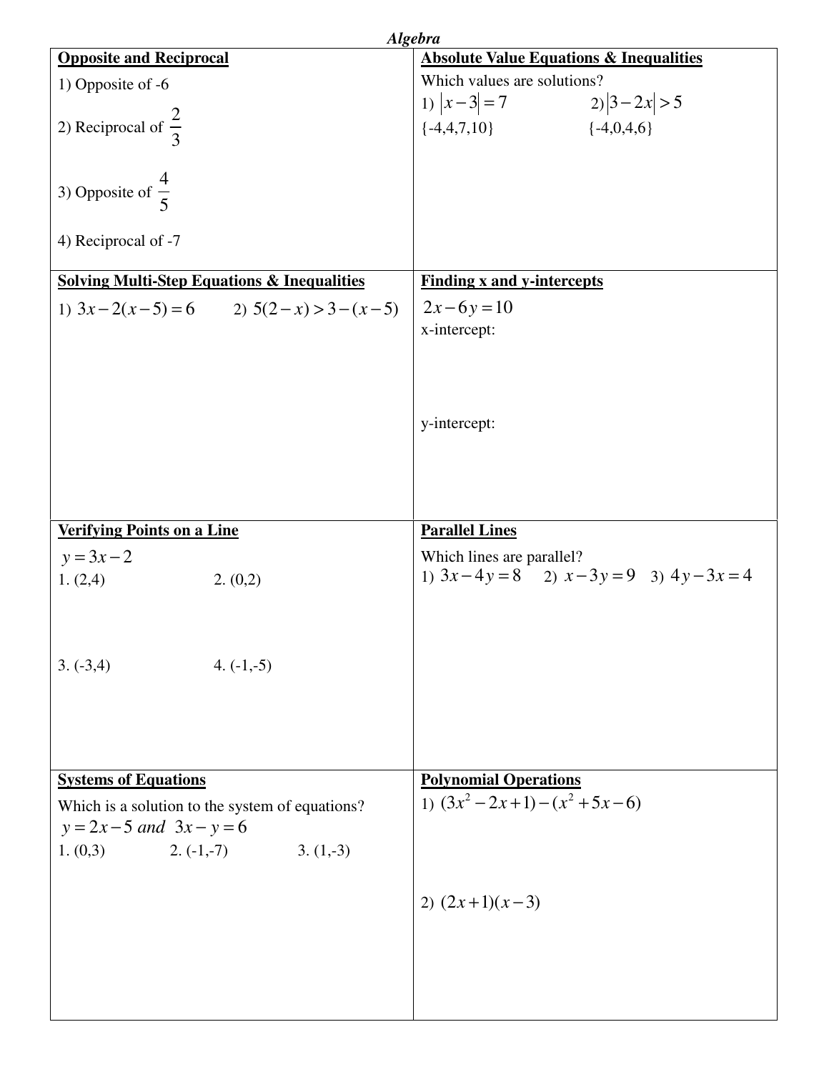# Algebra

## Opposite and Reciprocal

1) Opposite of -6

2) Reciprocal of $\frac{2}{3}$

3) Opposite of $\frac{4}{5}$

4) Reciprocal of -7

## Absolute Value Equations & Inequalities

Which values are solutions?

1) $|x-3|=7$
{-4,4,7,10}

2) $|3-2x|>5$
{-4,0,4,6}

## Solving Multi-Step Equations & Inequalities

1) $3x-2(x-5)=6$

2) $5(2-x)>3-(x-5)$

## Finding x and y-intercepts

$2x-6y=10$

x-intercept:

y-intercept:

## Verifying Points on a Line

$y=3x-2$

1. (2,4)
2. (0,2)
3. (-3,4)
4. (-1,-5)

## Parallel Lines

Which lines are parallel?

1) $3x-4y=8$

2) $x-3y=9$

3) $4y-3x=4$

## Systems of Equations

Which is a solution to the system of equations?

$y=2x-5$ *and* $3x-y=6$

1. (0,3)
2. (-1,-7)
3. (1,-3)

## Polynomial Operations

1) $(3x^2-2x+1)-(x^2+5x-6)$

2) $(2x+1)(x-3)$